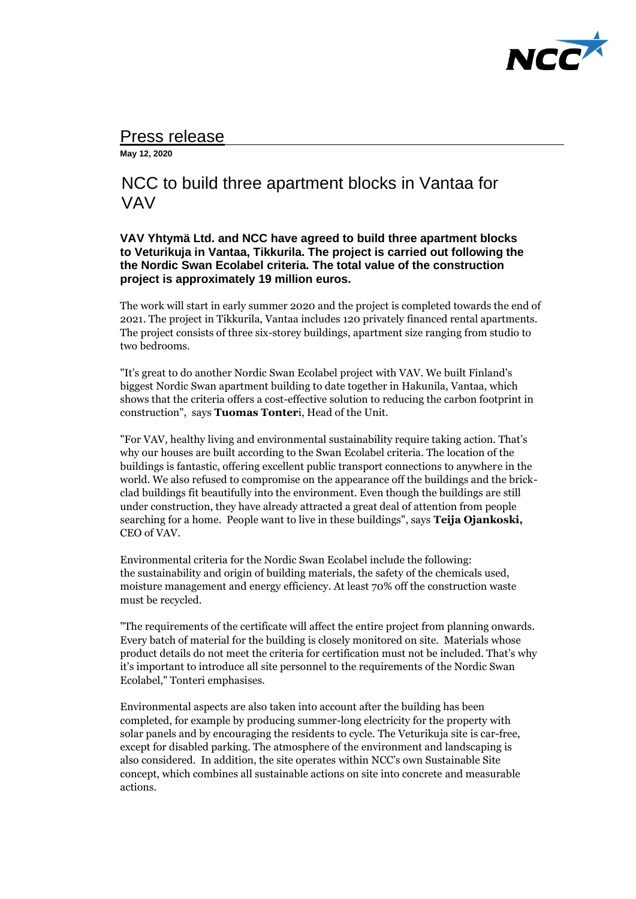# Press release

**May 12, 2020**

## NCC to build three apartment blocks in Vantaa for VAV

**VAV Yhtymä Ltd. and NCC have agreed to build three apartment blocks to Veturikuja in Vantaa, Tikkurila. The project is carried out following the the Nordic Swan Ecolabel criteria. The total value of the construction project is approximately 19 million euros.**

The work will start in early summer 2020 and the project is completed towards the end of 2021. The project in Tikkurila, Vantaa includes 120 privately financed rental apartments. The project consists of three six-storey buildings, apartment size ranging from studio to two bedrooms.

"It's great to do another Nordic Swan Ecolabel project with VAV. We built Finland's biggest Nordic Swan apartment building to date together in Hakunila, Vantaa, which shows that the criteria offers a cost-effective solution to reducing the carbon footprint in construction", says **Tuomas Tonteri**, Head of the Unit.

"For VAV, healthy living and environmental sustainability require taking action. That's why our houses are built according to the Swan Ecolabel criteria. The location of the buildings is fantastic, offering excellent public transport connections to anywhere in the world. We also refused to compromise on the appearance off the buildings and the brick-clad buildings fit beautifully into the environment. Even though the buildings are still under construction, they have already attracted a great deal of attention from people searching for a home. People want to live in these buildings", says **Teija Ojankoski,** CEO of VAV.

Environmental criteria for the Nordic Swan Ecolabel include the following: the sustainability and origin of building materials, the safety of the chemicals used, moisture management and energy efficiency. At least 70% off the construction waste must be recycled.

"The requirements of the certificate will affect the entire project from planning onwards. Every batch of material for the building is closely monitored on site. Materials whose product details do not meet the criteria for certification must not be included. That's why it's important to introduce all site personnel to the requirements of the Nordic Swan Ecolabel," Tonteri emphasises.

Environmental aspects are also taken into account after the building has been completed, for example by producing summer-long electricity for the property with solar panels and by encouraging the residents to cycle. The Veturikuja site is car-free, except for disabled parking. The atmosphere of the environment and landscaping is also considered. In addition, the site operates within NCC's own Sustainable Site concept, which combines all sustainable actions on site into concrete and measurable actions.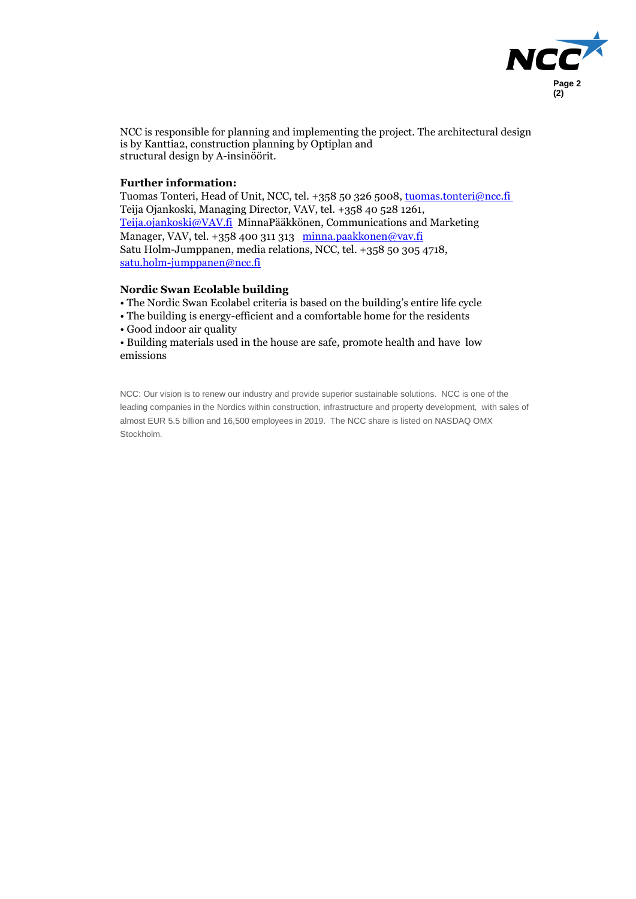NCC is responsible for planning and implementing the project. The architectural design is by Kanttia2, construction planning by Optiplan and structural design by A-insinöörit.

**Further information:**
Tuomas Tonteri, Head of Unit, NCC, tel. +358 50 326 5008, tuomas.tonteri@ncc.fi
Teija Ojankoski, Managing Director, VAV, tel. +358 40 528 1261, Teija.ojankoski@VAV.fi MinnaPääkkönen, Communications and Marketing Manager, VAV, tel. +358 400 311 313 minna.paakkonen@vav.fi
Satu Holm-Jumppanen, media relations, NCC, tel. +358 50 305 4718, satu.holm-jumppanen@ncc.fi

**Nordic Swan Ecolable building**

- The Nordic Swan Ecolabel criteria is based on the building's entire life cycle
- The building is energy-efficient and a comfortable home for the residents
- Good indoor air quality
- Building materials used in the house are safe, promote health and have low emissions

NCC: Our vision is to renew our industry and provide superior sustainable solutions. NCC is one of the leading companies in the Nordics within construction, infrastructure and property development, with sales of almost EUR 5.5 billion and 16,500 employees in 2019. The NCC share is listed on NASDAQ OMX Stockholm.